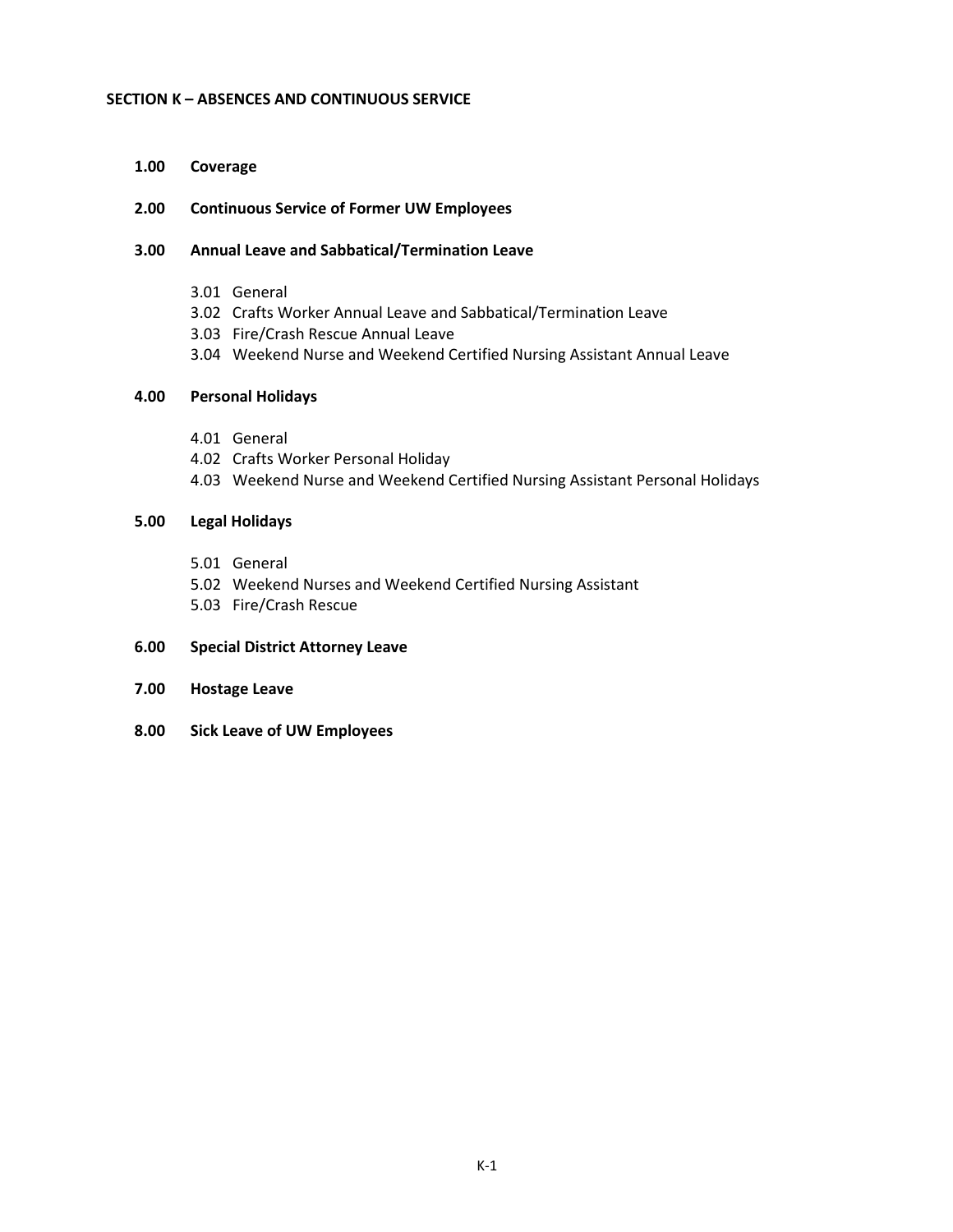# SECTION K – ABSENCES AND CONTINUOUS SERVICE

**1.00 Coverage**

**2.00 Continuous Service of Former UW Employees**

**3.00 Annual Leave and Sabbatical/Termination Leave**

- 3.01 General
- 3.02 Crafts Worker Annual Leave and Sabbatical/Termination Leave
- 3.03 Fire/Crash Rescue Annual Leave
- 3.04 Weekend Nurse and Weekend Certified Nursing Assistant Annual Leave

**4.00 Personal Holidays**

- 4.01 General
- 4.02 Crafts Worker Personal Holiday
- 4.03 Weekend Nurse and Weekend Certified Nursing Assistant Personal Holidays

**5.00 Legal Holidays**

- 5.01 General
- 5.02 Weekend Nurses and Weekend Certified Nursing Assistant
- 5.03 Fire/Crash Rescue

**6.00 Special District Attorney Leave**

**7.00 Hostage Leave**

**8.00 Sick Leave of UW Employees**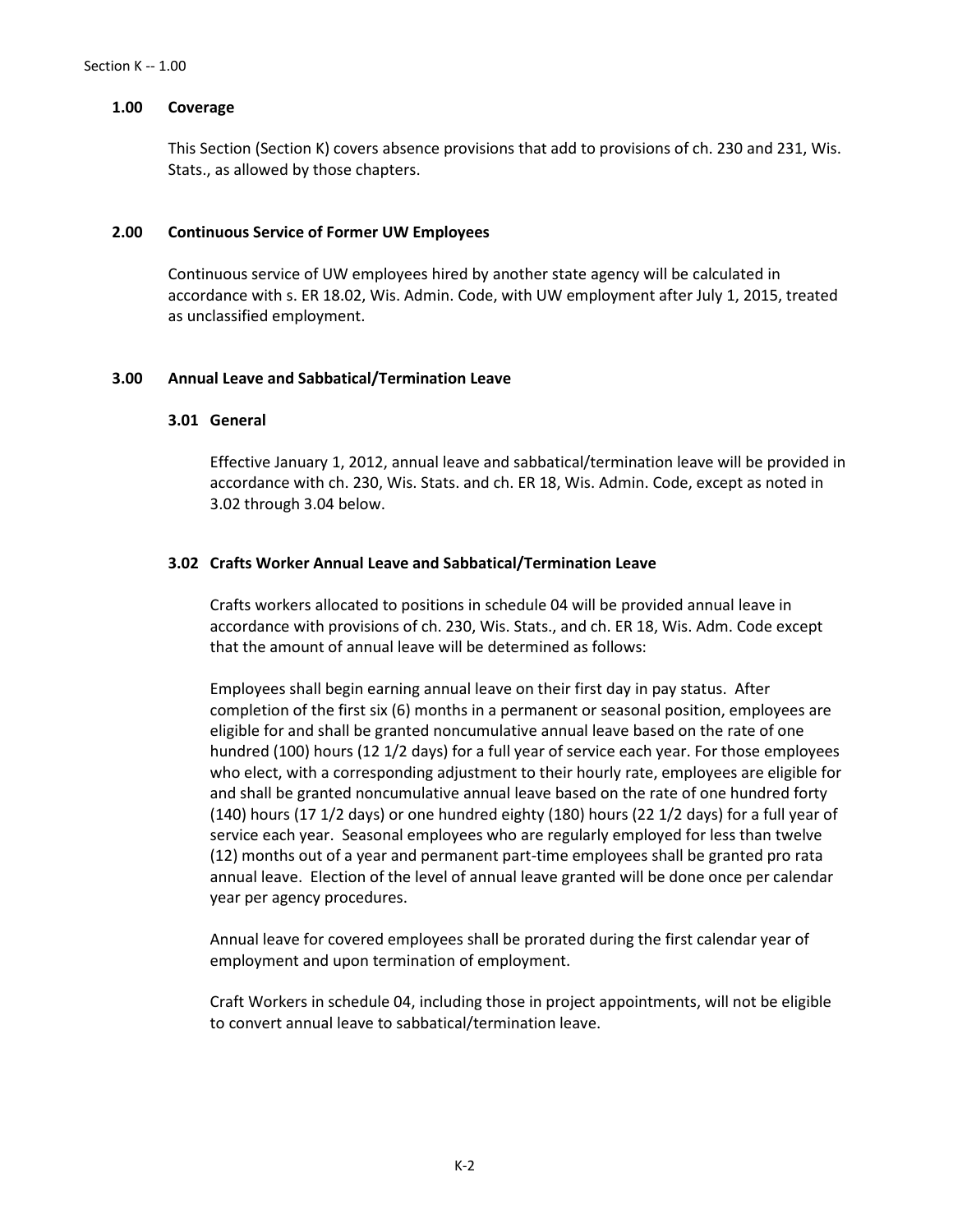## 1.00 Coverage

This Section (Section K) covers absence provisions that add to provisions of ch. 230 and 231, Wis. Stats., as allowed by those chapters.

## 2.00 Continuous Service of Former UW Employees

Continuous service of UW employees hired by another state agency will be calculated in accordance with s. ER 18.02, Wis. Admin. Code, with UW employment after July 1, 2015, treated as unclassified employment.

## 3.00 Annual Leave and Sabbatical/Termination Leave

### 3.01 General

Effective January 1, 2012, annual leave and sabbatical/termination leave will be provided in accordance with ch. 230, Wis. Stats. and ch. ER 18, Wis. Admin. Code, except as noted in 3.02 through 3.04 below.

### 3.02 Crafts Worker Annual Leave and Sabbatical/Termination Leave

Crafts workers allocated to positions in schedule 04 will be provided annual leave in accordance with provisions of ch. 230, Wis. Stats., and ch. ER 18, Wis. Adm. Code except that the amount of annual leave will be determined as follows:

Employees shall begin earning annual leave on their first day in pay status. After completion of the first six (6) months in a permanent or seasonal position, employees are eligible for and shall be granted noncumulative annual leave based on the rate of one hundred (100) hours (12 1/2 days) for a full year of service each year. For those employees who elect, with a corresponding adjustment to their hourly rate, employees are eligible for and shall be granted noncumulative annual leave based on the rate of one hundred forty (140) hours (17 1/2 days) or one hundred eighty (180) hours (22 1/2 days) for a full year of service each year. Seasonal employees who are regularly employed for less than twelve (12) months out of a year and permanent part-time employees shall be granted pro rata annual leave. Election of the level of annual leave granted will be done once per calendar year per agency procedures.

Annual leave for covered employees shall be prorated during the first calendar year of employment and upon termination of employment.

Craft Workers in schedule 04, including those in project appointments, will not be eligible to convert annual leave to sabbatical/termination leave.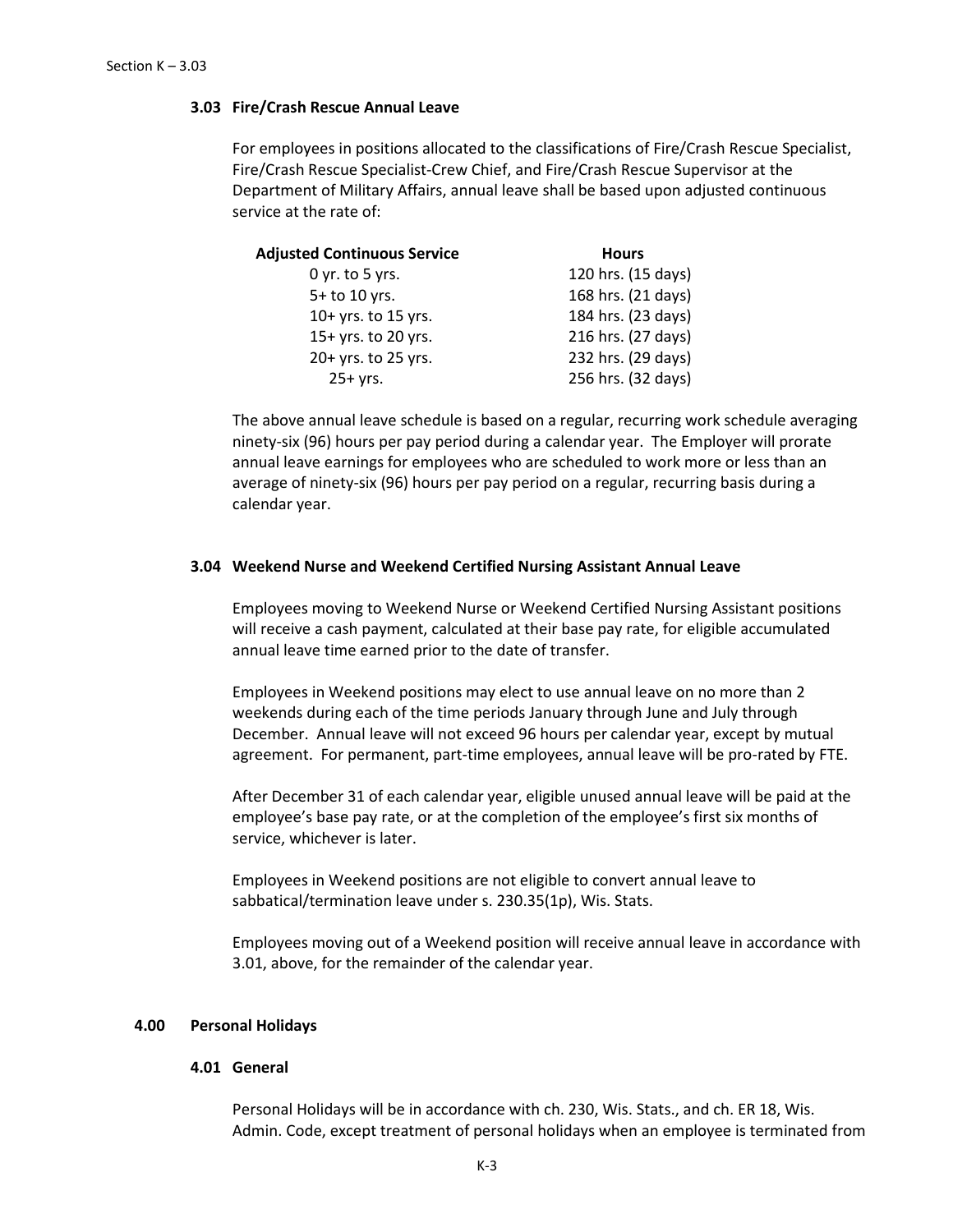### 3.03 Fire/Crash Rescue Annual Leave

For employees in positions allocated to the classifications of Fire/Crash Rescue Specialist, Fire/Crash Rescue Specialist-Crew Chief, and Fire/Crash Rescue Supervisor at the Department of Military Affairs, annual leave shall be based upon adjusted continuous service at the rate of:

| Adjusted Continuous Service | Hours |
|---|---|
| 0 yr. to 5 yrs. | 120 hrs. (15 days) |
| 5+ to 10 yrs. | 168 hrs. (21 days) |
| 10+ yrs. to 15 yrs. | 184 hrs. (23 days) |
| 15+ yrs. to 20 yrs. | 216 hrs. (27 days) |
| 20+ yrs. to 25 yrs. | 232 hrs. (29 days) |
| 25+ yrs. | 256 hrs. (32 days) |

The above annual leave schedule is based on a regular, recurring work schedule averaging ninety-six (96) hours per pay period during a calendar year. The Employer will prorate annual leave earnings for employees who are scheduled to work more or less than an average of ninety-six (96) hours per pay period on a regular, recurring basis during a calendar year.

### 3.04 Weekend Nurse and Weekend Certified Nursing Assistant Annual Leave

Employees moving to Weekend Nurse or Weekend Certified Nursing Assistant positions will receive a cash payment, calculated at their base pay rate, for eligible accumulated annual leave time earned prior to the date of transfer.

Employees in Weekend positions may elect to use annual leave on no more than 2 weekends during each of the time periods January through June and July through December. Annual leave will not exceed 96 hours per calendar year, except by mutual agreement. For permanent, part-time employees, annual leave will be pro-rated by FTE.

After December 31 of each calendar year, eligible unused annual leave will be paid at the employee's base pay rate, or at the completion of the employee's first six months of service, whichever is later.

Employees in Weekend positions are not eligible to convert annual leave to sabbatical/termination leave under s. 230.35(1p), Wis. Stats.

Employees moving out of a Weekend position will receive annual leave in accordance with 3.01, above, for the remainder of the calendar year.

## 4.00 Personal Holidays

### 4.01 General

Personal Holidays will be in accordance with ch. 230, Wis. Stats., and ch. ER 18, Wis. Admin. Code, except treatment of personal holidays when an employee is terminated from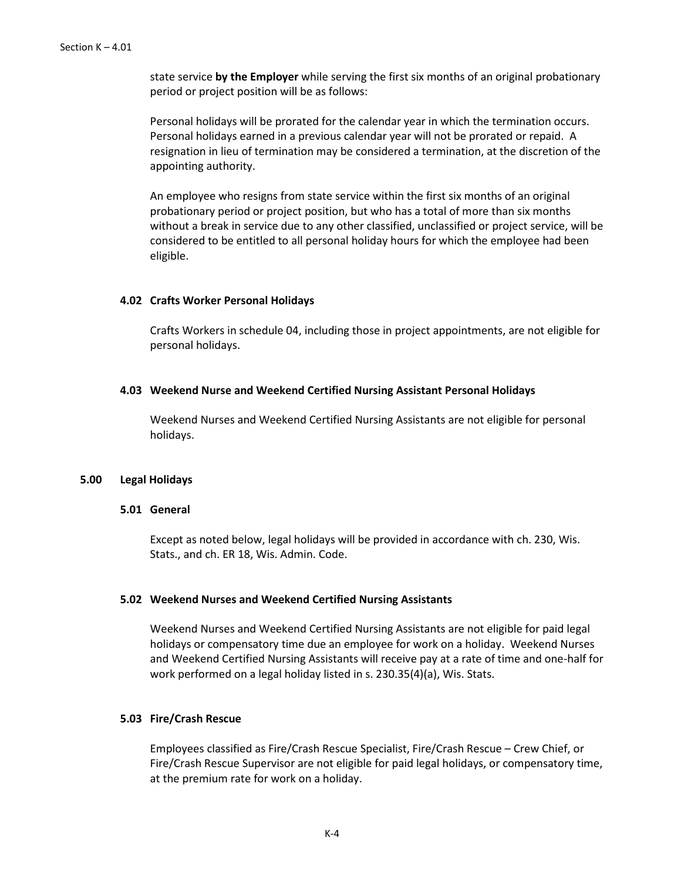state service **by the Employer** while serving the first six months of an original probationary period or project position will be as follows:

Personal holidays will be prorated for the calendar year in which the termination occurs. Personal holidays earned in a previous calendar year will not be prorated or repaid. A resignation in lieu of termination may be considered a termination, at the discretion of the appointing authority.

An employee who resigns from state service within the first six months of an original probationary period or project position, but who has a total of more than six months without a break in service due to any other classified, unclassified or project service, will be considered to be entitled to all personal holiday hours for which the employee had been eligible.

#### 4.02 Crafts Worker Personal Holidays

Crafts Workers in schedule 04, including those in project appointments, are not eligible for personal holidays.

#### 4.03 Weekend Nurse and Weekend Certified Nursing Assistant Personal Holidays

Weekend Nurses and Weekend Certified Nursing Assistants are not eligible for personal holidays.

### 5.00 Legal Holidays

#### 5.01 General

Except as noted below, legal holidays will be provided in accordance with ch. 230, Wis. Stats., and ch. ER 18, Wis. Admin. Code.

#### 5.02 Weekend Nurses and Weekend Certified Nursing Assistants

Weekend Nurses and Weekend Certified Nursing Assistants are not eligible for paid legal holidays or compensatory time due an employee for work on a holiday. Weekend Nurses and Weekend Certified Nursing Assistants will receive pay at a rate of time and one-half for work performed on a legal holiday listed in s. 230.35(4)(a), Wis. Stats.

#### 5.03 Fire/Crash Rescue

Employees classified as Fire/Crash Rescue Specialist, Fire/Crash Rescue – Crew Chief, or Fire/Crash Rescue Supervisor are not eligible for paid legal holidays, or compensatory time, at the premium rate for work on a holiday.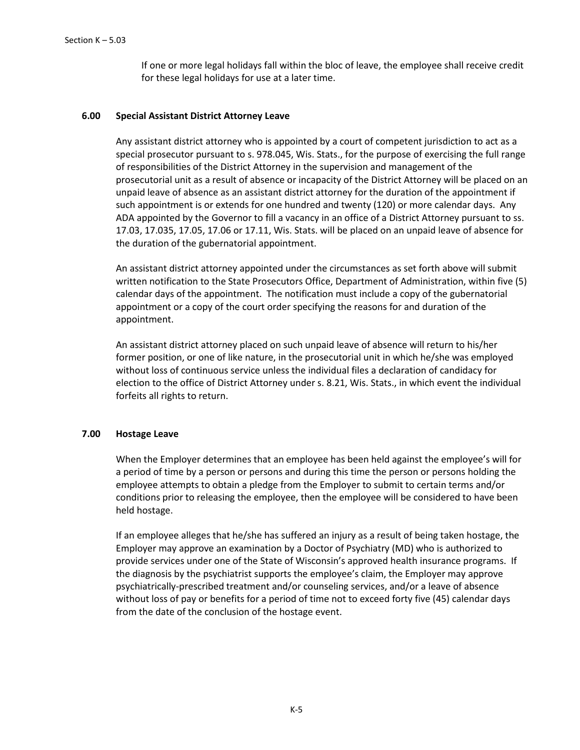If one or more legal holidays fall within the bloc of leave, the employee shall receive credit for these legal holidays for use at a later time.

### 6.00 Special Assistant District Attorney Leave

Any assistant district attorney who is appointed by a court of competent jurisdiction to act as a special prosecutor pursuant to s. 978.045, Wis. Stats., for the purpose of exercising the full range of responsibilities of the District Attorney in the supervision and management of the prosecutorial unit as a result of absence or incapacity of the District Attorney will be placed on an unpaid leave of absence as an assistant district attorney for the duration of the appointment if such appointment is or extends for one hundred and twenty (120) or more calendar days. Any ADA appointed by the Governor to fill a vacancy in an office of a District Attorney pursuant to ss. 17.03, 17.035, 17.05, 17.06 or 17.11, Wis. Stats. will be placed on an unpaid leave of absence for the duration of the gubernatorial appointment.

An assistant district attorney appointed under the circumstances as set forth above will submit written notification to the State Prosecutors Office, Department of Administration, within five (5) calendar days of the appointment. The notification must include a copy of the gubernatorial appointment or a copy of the court order specifying the reasons for and duration of the appointment.

An assistant district attorney placed on such unpaid leave of absence will return to his/her former position, or one of like nature, in the prosecutorial unit in which he/she was employed without loss of continuous service unless the individual files a declaration of candidacy for election to the office of District Attorney under s. 8.21, Wis. Stats., in which event the individual forfeits all rights to return.

### 7.00 Hostage Leave

When the Employer determines that an employee has been held against the employee's will for a period of time by a person or persons and during this time the person or persons holding the employee attempts to obtain a pledge from the Employer to submit to certain terms and/or conditions prior to releasing the employee, then the employee will be considered to have been held hostage.

If an employee alleges that he/she has suffered an injury as a result of being taken hostage, the Employer may approve an examination by a Doctor of Psychiatry (MD) who is authorized to provide services under one of the State of Wisconsin's approved health insurance programs. If the diagnosis by the psychiatrist supports the employee's claim, the Employer may approve psychiatrically-prescribed treatment and/or counseling services, and/or a leave of absence without loss of pay or benefits for a period of time not to exceed forty five (45) calendar days from the date of the conclusion of the hostage event.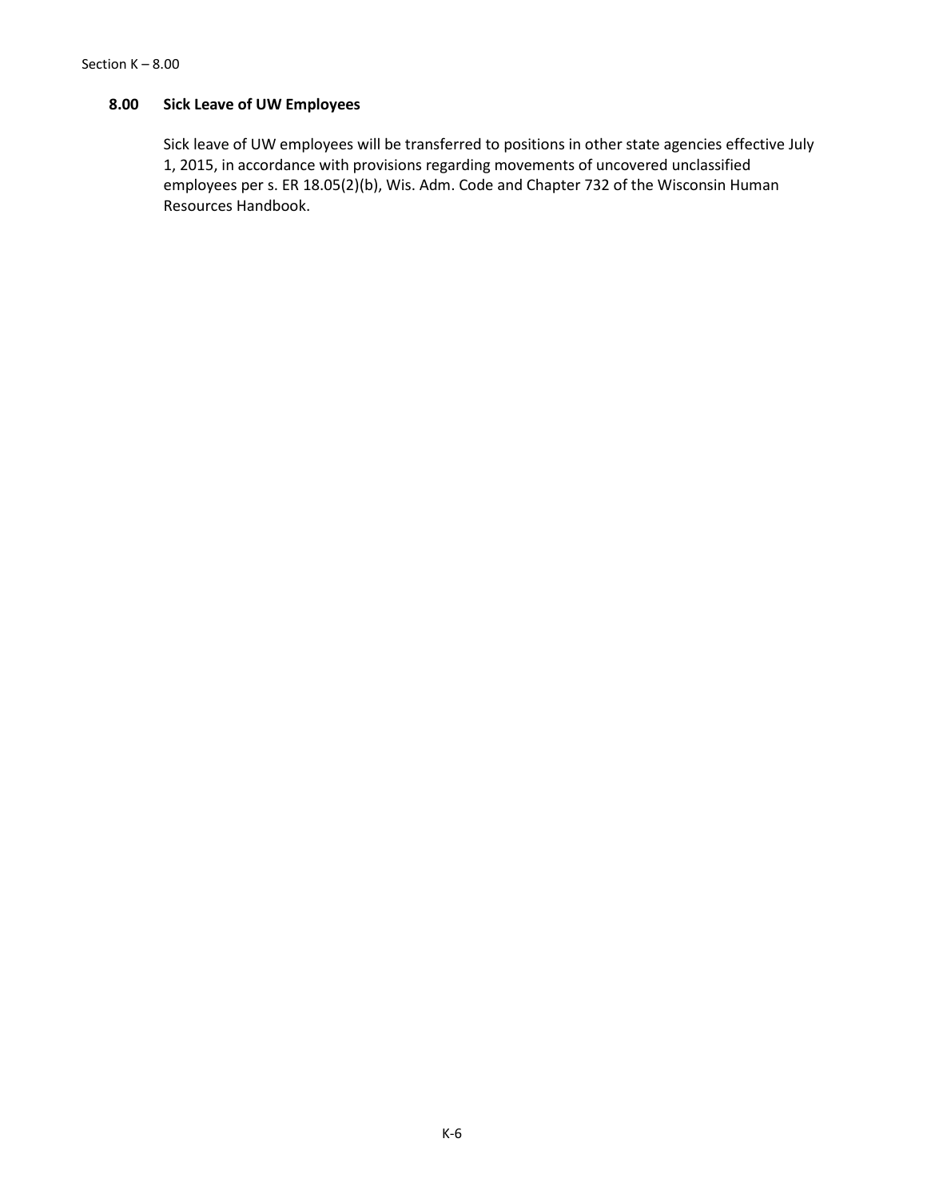## 8.00 Sick Leave of UW Employees

Sick leave of UW employees will be transferred to positions in other state agencies effective July 1, 2015, in accordance with provisions regarding movements of uncovered unclassified employees per s. ER 18.05(2)(b), Wis. Adm. Code and Chapter 732 of the Wisconsin Human Resources Handbook.